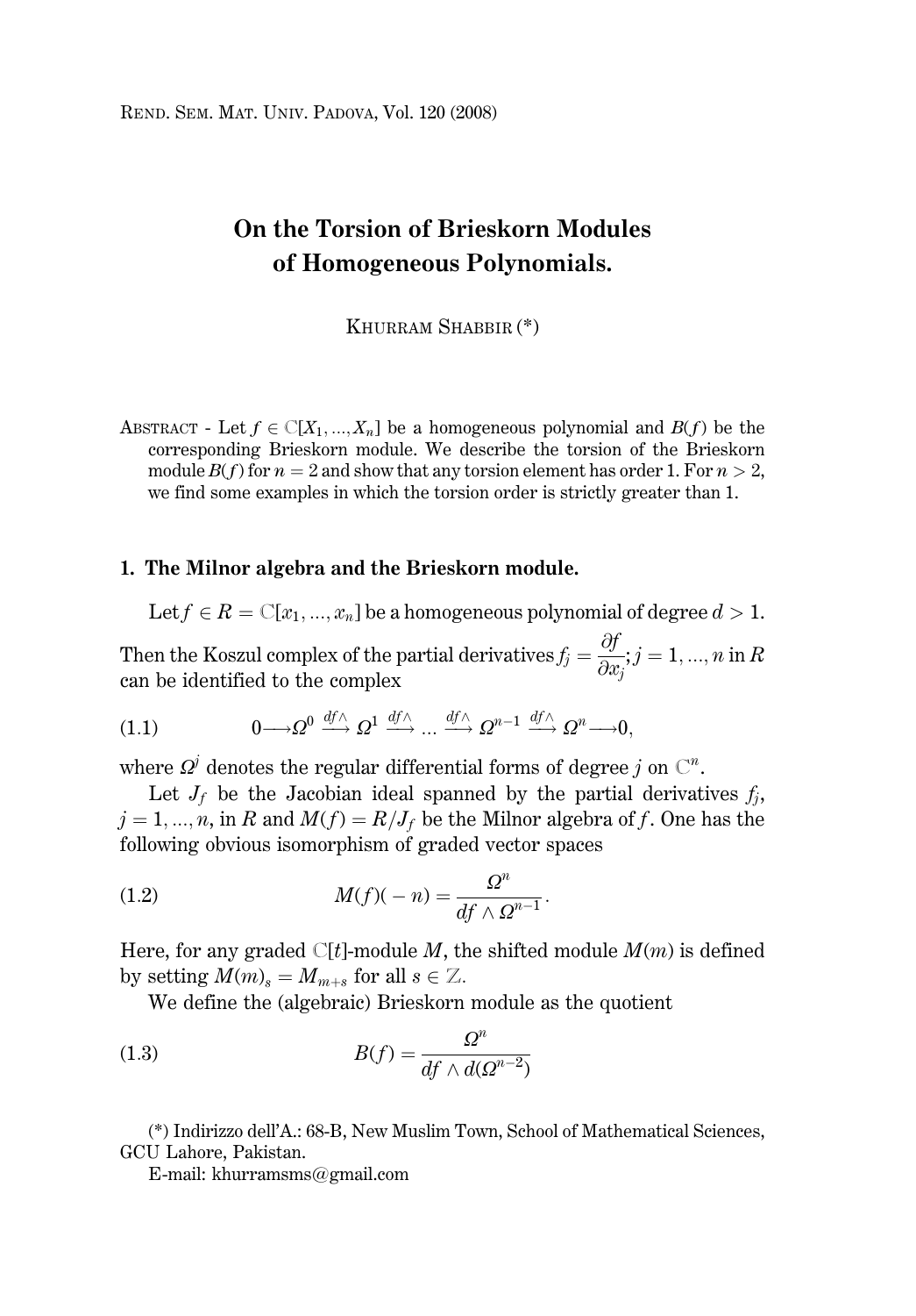# On the Torsion of Brieskorn Modules of Homogeneous Polynomials.

Khurram Shabbir (*)

Abstract - Let $f \in \mathbb{C}[X_1, ..., X_n]$ be a homogeneous polynomial and $B(f)$ be the corresponding Brieskorn module. We describe the torsion of the Brieskorn module $B(f)$ for $n = 2$ and show that any torsion element has order 1. For $n > 2$, we find some examples in which the torsion order is strictly greater than 1.

## 1. The Milnor algebra and the Brieskorn module.

Let $f \in R = \mathbb{C}[x_1, ..., x_n]$ be a homogeneous polynomial of degree $d > 1$. Then the Koszul complex of the partial derivatives $f_j = \dfrac{\partial f}{\partial x_j}$; $j = 1, ..., n$ in $R$ can be identified to the complex

$$0 \longrightarrow \Omega^0 \xrightarrow{df\wedge} \Omega^1 \xrightarrow{df\wedge} \ldots \xrightarrow{df\wedge} \Omega^{n-1} \xrightarrow{df\wedge} \Omega^n \longrightarrow 0, \tag{1.1}$$

where $\Omega^j$ denotes the regular differential forms of degree $j$ on $\mathbb{C}^n$.

Let $J_f$ be the Jacobian ideal spanned by the partial derivatives $f_j$, $j = 1, ..., n$, in $R$ and $M(f) = R/J_f$ be the Milnor algebra of $f$. One has the following obvious isomorphism of graded vector spaces

$$M(f)(-n) = \frac{\Omega^n}{df \wedge \Omega^{n-1}}. \tag{1.2}$$

Here, for any graded $\mathbb{C}[t]$-module $M$, the shifted module $M(m)$ is defined by setting $M(m)_s = M_{m+s}$ for all $s \in \mathbb{Z}$.

We define the (algebraic) Brieskorn module as the quotient

$$B(f) = \frac{\Omega^n}{df \wedge d(\Omega^{n-2})} \tag{1.3}$$

(*) Indirizzo dell'A.: 68-B, New Muslim Town, School of Mathematical Sciences, GCU Lahore, Pakistan.

E-mail: khurramsms@gmail.com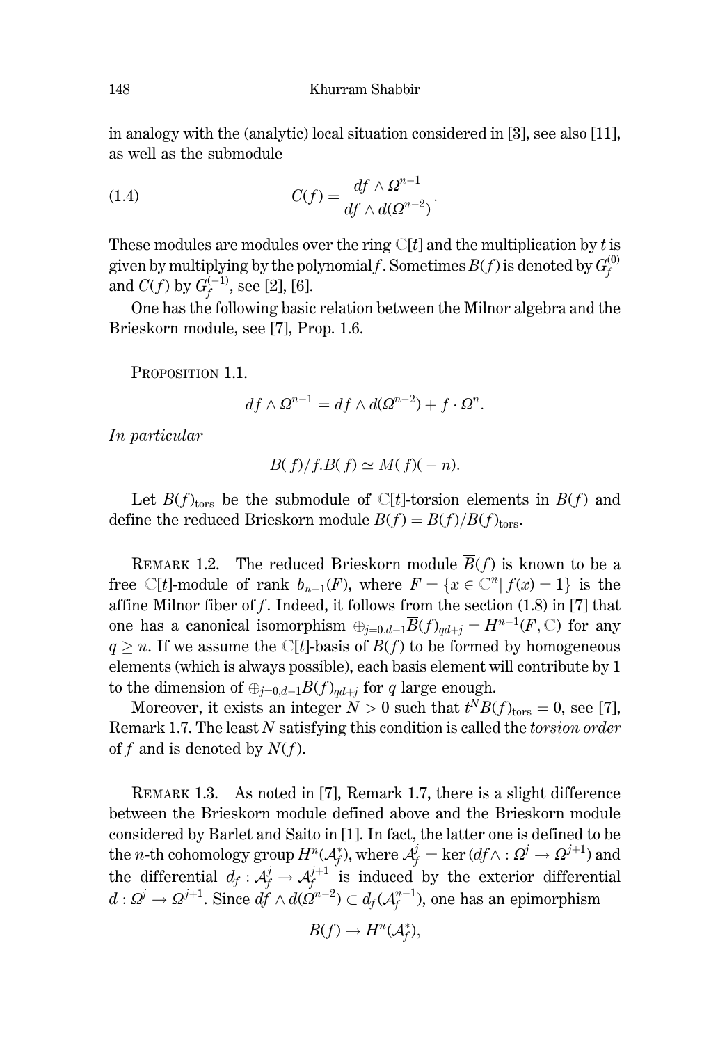in analogy with the (analytic) local situation considered in [3], see also [11], as well as the submodule

$$C(f) = \frac{df \wedge \Omega^{n-1}}{df \wedge d(\Omega^{n-2})}. \tag{1.4}$$

These modules are modules over the ring $\mathbb{C}[t]$ and the multiplication by $t$ is given by multiplying by the polynomial $f$. Sometimes $B(f)$ is denoted by $G_f^{(0)}$ and $C(f)$ by $G_f^{(-1)}$, see [2], [6].

One has the following basic relation between the Milnor algebra and the Brieskorn module, see [7], Prop. 1.6.

Proposition 1.1.

$$df \wedge \Omega^{n-1} = df \wedge d(\Omega^{n-2}) + f \cdot \Omega^n.$$

*In particular*

$$B(f)/f.B(f) \simeq M(f)(-n).$$

Let $B(f)_{\text{tors}}$ be the submodule of $\mathbb{C}[t]$-torsion elements in $B(f)$ and define the reduced Brieskorn module $\overline{B}(f) = B(f)/B(f)_{\text{tors}}$.

Remark 1.2. The reduced Brieskorn module $\overline{B}(f)$ is known to be a free $\mathbb{C}[t]$-module of rank $b_{n-1}(F)$, where $F = \{x \in \mathbb{C}^n | \, f(x) = 1\}$ is the affine Milnor fiber of $f$. Indeed, it follows from the section (1.8) in [7] that one has a canonical isomorphism $\oplus_{j=0,d-1}\overline{B}(f)_{qd+j} = H^{n-1}(F, \mathbb{C})$ for any $q \geq n$. If we assume the $\mathbb{C}[t]$-basis of $\overline{B}(f)$ to be formed by homogeneous elements (which is always possible), each basis element will contribute by 1 to the dimension of $\oplus_{j=0,d-1}\overline{B}(f)_{qd+j}$ for $q$ large enough.

Moreover, it exists an integer $N > 0$ such that $t^N B(f)_{\text{tors}} = 0$, see [7], Remark 1.7. The least $N$ satisfying this condition is called the *torsion order* of $f$ and is denoted by $N(f)$.

Remark 1.3. As noted in [7], Remark 1.7, there is a slight difference between the Brieskorn module defined above and the Brieskorn module considered by Barlet and Saito in [1]. In fact, the latter one is defined to be the $n$-th cohomology group $H^n(\mathcal{A}_f^*)$, where $\mathcal{A}_f^j = \ker(df \wedge : \Omega^j \to \Omega^{j+1})$ and the differential $d_f : \mathcal{A}_f^j \to \mathcal{A}_f^{j+1}$ is induced by the exterior differential $d : \Omega^j \to \Omega^{j+1}$. Since $df \wedge d(\Omega^{n-2}) \subset d_f(\mathcal{A}_f^{n-1})$, one has an epimorphism

$$B(f) \to H^n(\mathcal{A}_f^*),$$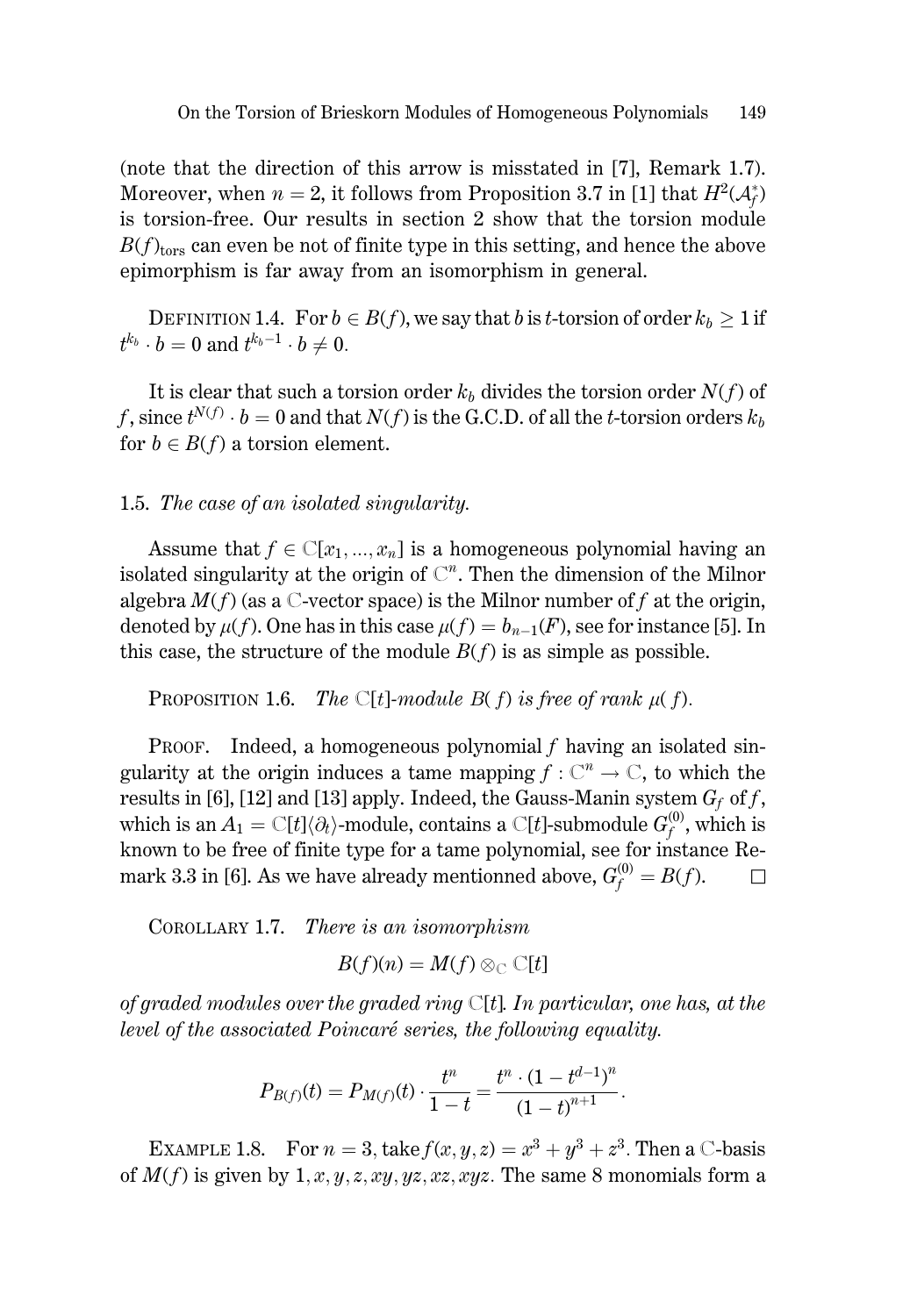(note that the direction of this arrow is misstated in [7], Remark 1.7). Moreover, when $n = 2$, it follows from Proposition 3.7 in [1] that $H^2(\mathcal{A}_f^*)$ is torsion-free. Our results in section 2 show that the torsion module $B(f)_{\text{tors}}$ can even be not of finite type in this setting, and hence the above epimorphism is far away from an isomorphism in general.

DEFINITION 1.4. For $b \in B(f)$, we say that $b$ is $t$-torsion of order $k_b \geq 1$ if $t^{k_b} \cdot b = 0$ and $t^{k_b - 1} \cdot b \neq 0$.

It is clear that such a torsion order $k_b$ divides the torsion order $N(f)$ of $f$, since $t^{N(f)} \cdot b = 0$ and that $N(f)$ is the G.C.D. of all the $t$-torsion orders $k_b$ for $b \in B(f)$ a torsion element.

### 1.5. *The case of an isolated singularity.*

Assume that $f \in \mathbb{C}[x_1, ..., x_n]$ is a homogeneous polynomial having an isolated singularity at the origin of $\mathbb{C}^n$. Then the dimension of the Milnor algebra $M(f)$ (as a $\mathbb{C}$-vector space) is the Milnor number of $f$ at the origin, denoted by $\mu(f)$. One has in this case $\mu(f) = b_{n-1}(F)$, see for instance [5]. In this case, the structure of the module $B(f)$ is as simple as possible.

PROPOSITION 1.6. *The $\mathbb{C}[t]$-module $B(f)$ is free of rank $\mu(f)$.*

PROOF. Indeed, a homogeneous polynomial $f$ having an isolated singularity at the origin induces a tame mapping $f : \mathbb{C}^n \to \mathbb{C}$, to which the results in [6], [12] and [13] apply. Indeed, the Gauss-Manin system $G_f$ of $f$, which is an $A_1 = \mathbb{C}[t]\langle \partial_t \rangle$-module, contains a $\mathbb{C}[t]$-submodule $G_f^{(0)}$, which is known to be free of finite type for a tame polynomial, see for instance Remark 3.3 in [6]. As we have already mentionned above, $G_f^{(0)} = B(f)$. $\square$

COROLLARY 1.7. *There is an isomorphism*

$$B(f)(n) = M(f) \otimes_{\mathbb{C}} \mathbb{C}[t]$$

*of graded modules over the graded ring $\mathbb{C}[t]$. In particular, one has, at the level of the associated Poincaré series, the following equality.*

$$P_{B(f)}(t) = P_{M(f)}(t) \cdot \frac{t^n}{1-t} = \frac{t^n \cdot (1 - t^{d-1})^n}{(1-t)^{n+1}}.$$

EXAMPLE 1.8. For $n = 3$, take $f(x, y, z) = x^3 + y^3 + z^3$. Then a $\mathbb{C}$-basis of $M(f)$ is given by $1, x, y, z, xy, yz, xz, xyz$. The same 8 monomials form a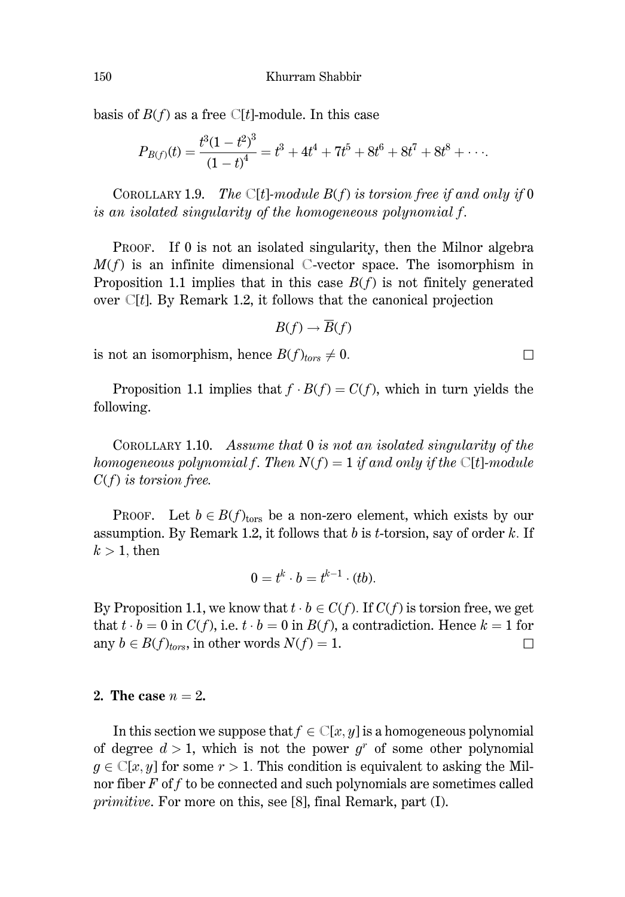basis of $B(f)$ as a free $\mathbb{C}[t]$-module. In this case

$$P_{B(f)}(t) = \frac{t^3(1-t^2)^3}{(1-t)^4} = t^3 + 4t^4 + 7t^5 + 8t^6 + 8t^7 + 8t^8 + \cdots.$$

COROLLARY 1.9. *The $\mathbb{C}[t]$-module $B(f)$ is torsion free if and only if 0 is an isolated singularity of the homogeneous polynomial $f$.*

PROOF. If 0 is not an isolated singularity, then the Milnor algebra $M(f)$ is an infinite dimensional $\mathbb{C}$-vector space. The isomorphism in Proposition 1.1 implies that in this case $B(f)$ is not finitely generated over $\mathbb{C}[t]$. By Remark 1.2, it follows that the canonical projection

$$B(f) \to \overline{B}(f)$$

is not an isomorphism, hence $B(f)_{tors} \neq 0$. □

Proposition 1.1 implies that $f \cdot B(f) = C(f)$, which in turn yields the following.

COROLLARY 1.10. *Assume that 0 is not an isolated singularity of the homogeneous polynomial $f$. Then $N(f) = 1$ if and only if the $\mathbb{C}[t]$-module $C(f)$ is torsion free.*

PROOF. Let $b \in B(f)_{\text{tors}}$ be a non-zero element, which exists by our assumption. By Remark 1.2, it follows that $b$ is $t$-torsion, say of order $k$. If $k > 1$, then

$$0 = t^k \cdot b = t^{k-1} \cdot (tb).$$

By Proposition 1.1, we know that $t \cdot b \in C(f)$. If $C(f)$ is torsion free, we get that $t \cdot b = 0$ in $C(f)$, i.e. $t \cdot b = 0$ in $B(f)$, a contradiction. Hence $k = 1$ for any $b \in B(f)_{tors}$, in other words $N(f) = 1$. □

## 2. The case $n = 2$.

In this section we suppose that $f \in \mathbb{C}[x, y]$ is a homogeneous polynomial of degree $d > 1$, which is not the power $g^r$ of some other polynomial $g \in \mathbb{C}[x, y]$ for some $r > 1$. This condition is equivalent to asking the Milnor fiber $F$ of $f$ to be connected and such polynomials are sometimes called *primitive*. For more on this, see [8], final Remark, part (I).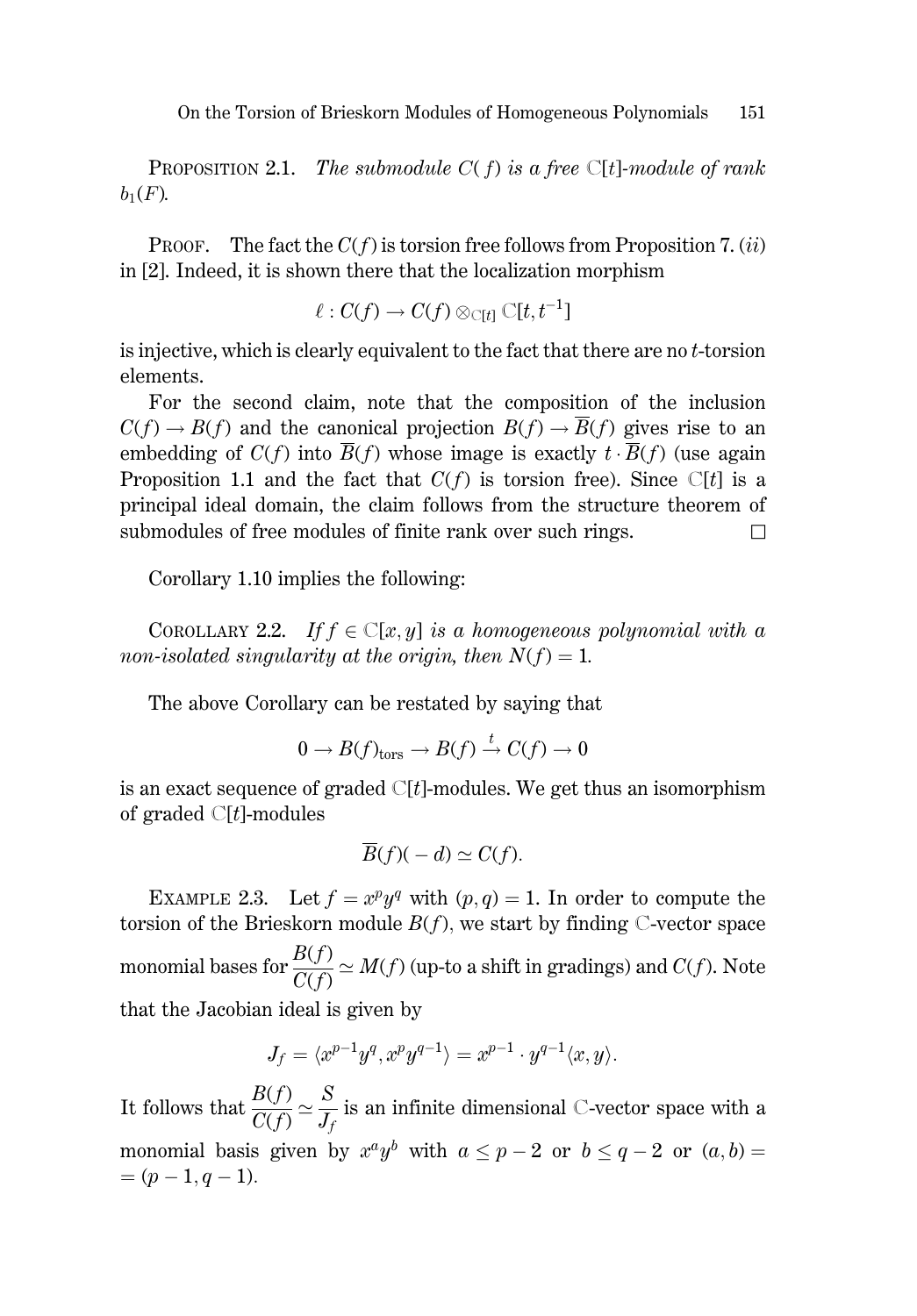**Proposition 2.1.** *The submodule $C(f)$ is a free $\mathbb{C}[t]$-module of rank $b_1(F)$.*

**Proof.** The fact the $C(f)$ is torsion free follows from Proposition 7. (*ii*) in [2]. Indeed, it is shown there that the localization morphism

$$\ell : C(f) \to C(f) \otimes_{\mathbb{C}[t]} \mathbb{C}[t, t^{-1}]$$

is injective, which is clearly equivalent to the fact that there are no $t$-torsion elements.

For the second claim, note that the composition of the inclusion $C(f) \to B(f)$ and the canonical projection $B(f) \to \overline{B}(f)$ gives rise to an embedding of $C(f)$ into $\overline{B}(f)$ whose image is exactly $t \cdot \overline{B}(f)$ (use again Proposition 1.1 and the fact that $C(f)$ is torsion free). Since $\mathbb{C}[t]$ is a principal ideal domain, the claim follows from the structure theorem of submodules of free modules of finite rank over such rings. $\square$

Corollary 1.10 implies the following:

**Corollary 2.2.** *If $f \in \mathbb{C}[x, y]$ is a homogeneous polynomial with a non-isolated singularity at the origin, then $N(f) = 1$.*

The above Corollary can be restated by saying that

$$0 \to B(f)_{\text{tors}} \to B(f) \xrightarrow{t} C(f) \to 0$$

is an exact sequence of graded $\mathbb{C}[t]$-modules. We get thus an isomorphism of graded $\mathbb{C}[t]$-modules

$$\overline{B}(f)(-d) \simeq C(f).$$

**Example 2.3.** Let $f = x^p y^q$ with $(p, q) = 1$. In order to compute the torsion of the Brieskorn module $B(f)$, we start by finding $\mathbb{C}$-vector space monomial bases for $\dfrac{B(f)}{C(f)} \simeq M(f)$ (up-to a shift in gradings) and $C(f)$. Note that the Jacobian ideal is given by

$$J_f = \langle x^{p-1} y^q, x^p y^{q-1} \rangle = x^{p-1} \cdot y^{q-1} \langle x, y \rangle.$$

It follows that $\dfrac{B(f)}{C(f)} \simeq \dfrac{S}{J_f}$ is an infinite dimensional $\mathbb{C}$-vector space with a monomial basis given by $x^a y^b$ with $a \leq p-2$ or $b \leq q-2$ or $(a, b) = (p-1, q-1)$.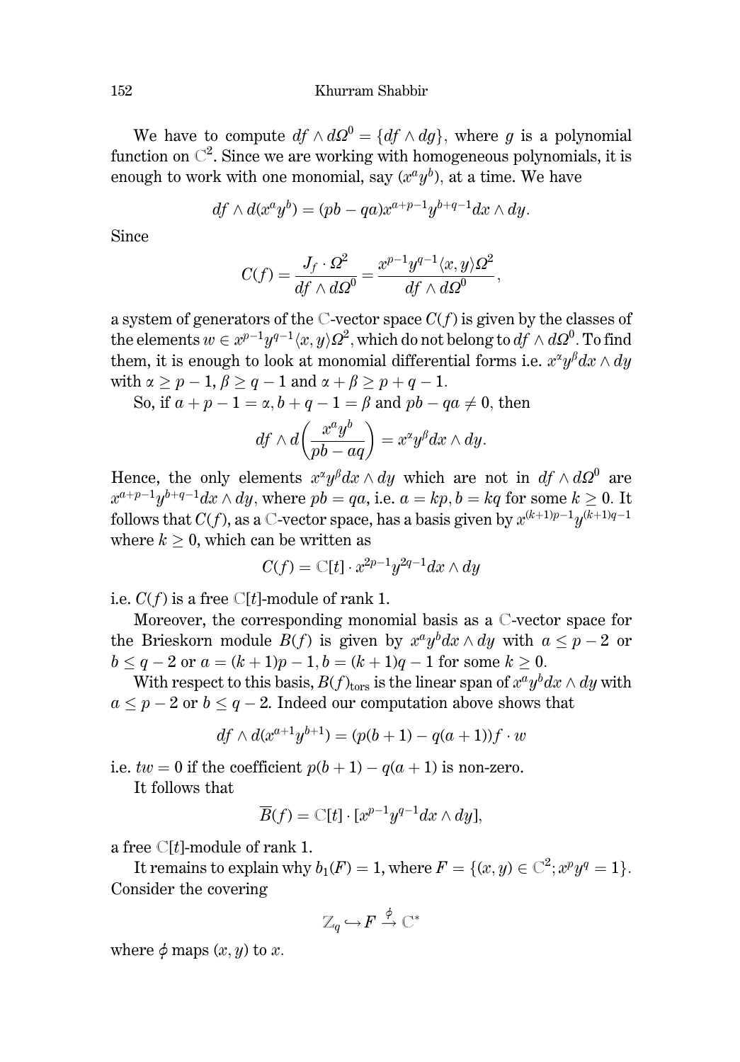We have to compute $df \wedge d\Omega^0 = \{df \wedge dg\}$, where $g$ is a polynomial function on $\mathbb{C}^2$. Since we are working with homogeneous polynomials, it is enough to work with one monomial, say $(x^a y^b)$, at a time. We have

$$df \wedge d(x^a y^b) = (pb - qa)x^{a+p-1}y^{b+q-1}dx \wedge dy.$$

Since

$$C(f) = \frac{J_f \cdot \Omega^2}{df \wedge d\Omega^0} = \frac{x^{p-1}y^{q-1}\langle x, y\rangle \Omega^2}{df \wedge d\Omega^0},$$

a system of generators of the $\mathbb{C}$-vector space $C(f)$ is given by the classes of the elements $w \in x^{p-1}y^{q-1}\langle x, y\rangle\Omega^2$, which do not belong to $df \wedge d\Omega^0$. To find them, it is enough to look at monomial differential forms i.e. $x^\alpha y^\beta dx \wedge dy$ with $\alpha \geq p-1$, $\beta \geq q-1$ and $\alpha + \beta \geq p+q-1$.

So, if $a+p-1 = \alpha$, $b+q-1 = \beta$ and $pb - qa \neq 0$, then

$$df \wedge d\left(\frac{x^a y^b}{pb - aq}\right) = x^\alpha y^\beta dx \wedge dy.$$

Hence, the only elements $x^\alpha y^\beta dx \wedge dy$ which are not in $df \wedge d\Omega^0$ are $x^{a+p-1}y^{b+q-1}dx \wedge dy$, where $pb = qa$, i.e. $a = kp, b = kq$ for some $k \geq 0$. It follows that $C(f)$, as a $\mathbb{C}$-vector space, has a basis given by $x^{(k+1)p-1}y^{(k+1)q-1}$ where $k \geq 0$, which can be written as

$$C(f) = \mathbb{C}[t] \cdot x^{2p-1}y^{2q-1}dx \wedge dy$$

i.e. $C(f)$ is a free $\mathbb{C}[t]$-module of rank 1.

Moreover, the corresponding monomial basis as a $\mathbb{C}$-vector space for the Brieskorn module $B(f)$ is given by $x^a y^b dx \wedge dy$ with $a \leq p-2$ or $b \leq q-2$ or $a = (k+1)p-1, b = (k+1)q-1$ for some $k \geq 0$.

With respect to this basis, $B(f)_{\text{tors}}$ is the linear span of $x^a y^b dx \wedge dy$ with $a \leq p-2$ or $b \leq q-2$. Indeed our computation above shows that

$$df \wedge d(x^{a+1}y^{b+1}) = (p(b+1) - q(a+1))f \cdot w$$

i.e. $tw = 0$ if the coefficient $p(b+1) - q(a+1)$ is non-zero.

It follows that

$$\overline{B}(f) = \mathbb{C}[t] \cdot [x^{p-1}y^{q-1}dx \wedge dy],$$

a free $\mathbb{C}[t]$-module of rank 1.

It remains to explain why $b_1(F) = 1$, where $F = \{(x, y) \in \mathbb{C}^2; x^p y^q = 1\}$. Consider the covering

$$\mathbb{Z}_q \hookrightarrow F \xrightarrow{\phi} \mathbb{C}^*$$

where $\phi$ maps $(x, y)$ to $x$.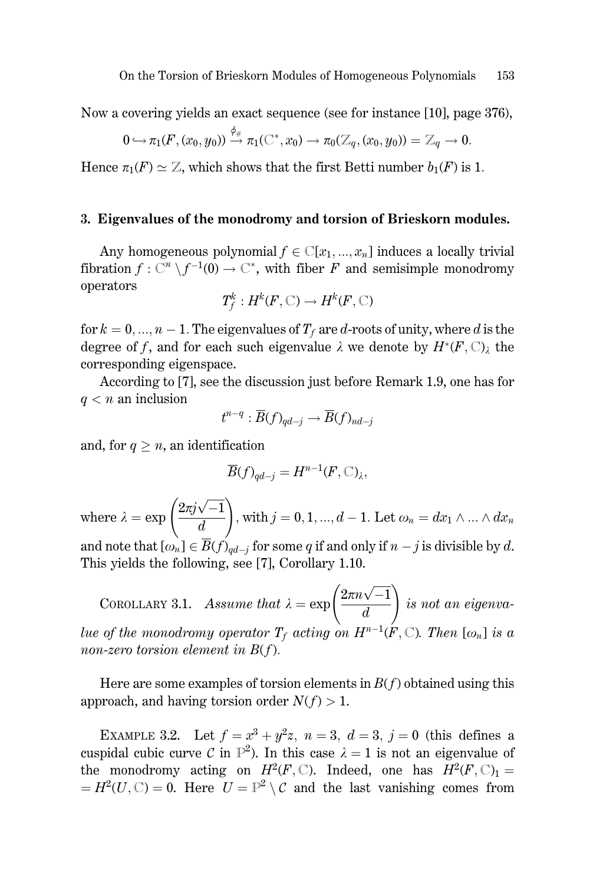Now a covering yields an exact sequence (see for instance [10], page 376),

$$0 \hookrightarrow \pi_1(F,(x_0,y_0)) \stackrel{\phi_\#}{\rightarrow} \pi_1(\mathbb{C}^*,x_0) \rightarrow \pi_0(\mathbb{Z}_q,(x_0,y_0)) = \mathbb{Z}_q \rightarrow 0.$$

Hence $\pi_1(F) \simeq \mathbb{Z}$, which shows that the first Betti number $b_1(F)$ is 1.

## 3. Eigenvalues of the monodromy and torsion of Brieskorn modules.

Any homogeneous polynomial $f \in \mathbb{C}[x_1,...,x_n]$ induces a locally trivial fibration $f : \mathbb{C}^n \setminus f^{-1}(0) \rightarrow \mathbb{C}^*$, with fiber $F$ and semisimple monodromy operators

$$T_f^k : H^k(F,\mathbb{C}) \rightarrow H^k(F,\mathbb{C})$$

for $k = 0,...,n-1$. The eigenvalues of $T_f$ are $d$-roots of unity, where $d$ is the degree of $f$, and for each such eigenvalue $\lambda$ we denote by $H^*(F,\mathbb{C})_\lambda$ the corresponding eigenspace.

According to [7], see the discussion just before Remark 1.9, one has for $q < n$ an inclusion

$$t^{n-q} : \overline{B}(f)_{qd-j} \rightarrow \overline{B}(f)_{nd-j}$$

and, for $q \geq n$, an identification

$$\overline{B}(f)_{qd-j} = H^{n-1}(F,\mathbb{C})_\lambda,$$

where $\lambda = \exp\left(\dfrac{2\pi j\sqrt{-1}}{d}\right)$, with $j = 0,1,...,d-1$. Let $\omega_n = dx_1 \wedge ... \wedge dx_n$ and note that $[\omega_n] \in \overline{B}(f)_{qd-j}$ for some $q$ if and only if $n-j$ is divisible by $d$. This yields the following, see [7], Corollary 1.10.

COROLLARY 3.1. *Assume that $\lambda = \exp\left(\dfrac{2\pi n\sqrt{-1}}{d}\right)$ is not an eigenvalue of the monodromy operator $T_f$ acting on $H^{n-1}(F,\mathbb{C})$. Then $[\omega_n]$ is a non-zero torsion element in $B(f)$.*

Here are some examples of torsion elements in $B(f)$ obtained using this approach, and having torsion order $N(f) > 1$.

EXAMPLE 3.2. Let $f = x^3 + y^2z,\ n = 3,\ d = 3,\ j = 0$ (this defines a cuspidal cubic curve $\mathcal{C}$ in $\mathbb{P}^2$). In this case $\lambda = 1$ is not an eigenvalue of the monodromy acting on $H^2(F,\mathbb{C})$. Indeed, one has $H^2(F,\mathbb{C})_1 = H^2(U,\mathbb{C}) = 0$. Here $U = \mathbb{P}^2 \setminus \mathcal{C}$ and the last vanishing comes from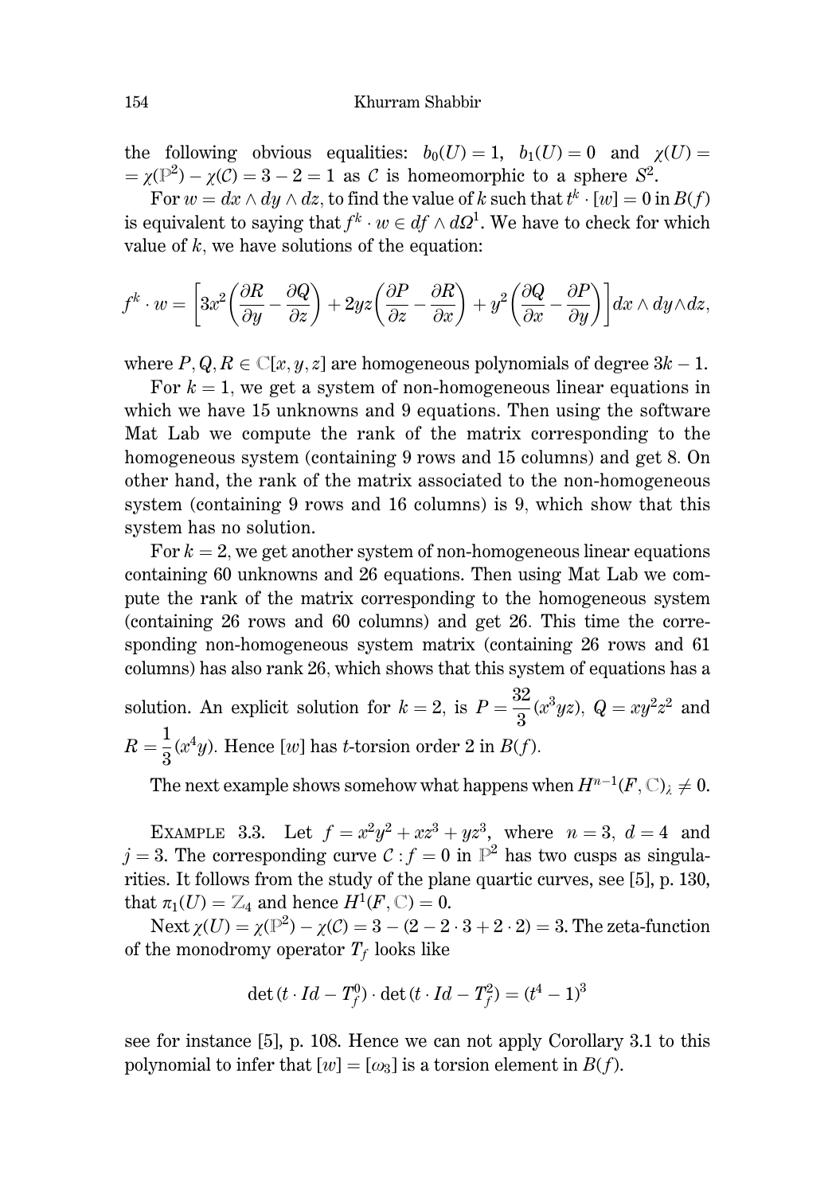the following obvious equalities: $b_0(U) = 1$, $b_1(U) = 0$ and $\chi(U) = \chi(\mathbb{P}^2) - \chi(\mathcal{C}) = 3 - 2 = 1$ as $\mathcal{C}$ is homeomorphic to a sphere $S^2$.

For $w = dx \wedge dy \wedge dz$, to find the value of $k$ such that $t^k \cdot [w] = 0$ in $B(f)$ is equivalent to saying that $f^k \cdot w \in df \wedge d\Omega^1$. We have to check for which value of $k$, we have solutions of the equation:

$$f^k \cdot w = \left[3x^2\left(\frac{\partial R}{\partial y} - \frac{\partial Q}{\partial z}\right) + 2yz\left(\frac{\partial P}{\partial z} - \frac{\partial R}{\partial x}\right) + y^2\left(\frac{\partial Q}{\partial x} - \frac{\partial P}{\partial y}\right)\right] dx \wedge dy \wedge dz,$$

where $P, Q, R \in \mathbb{C}[x, y, z]$ are homogeneous polynomials of degree $3k - 1$.

For $k = 1$, we get a system of non-homogeneous linear equations in which we have 15 unknowns and 9 equations. Then using the software Mat Lab we compute the rank of the matrix corresponding to the homogeneous system (containing 9 rows and 15 columns) and get 8. On other hand, the rank of the matrix associated to the non-homogeneous system (containing 9 rows and 16 columns) is 9, which show that this system has no solution.

For $k = 2$, we get another system of non-homogeneous linear equations containing 60 unknowns and 26 equations. Then using Mat Lab we compute the rank of the matrix corresponding to the homogeneous system (containing 26 rows and 60 columns) and get 26. This time the corresponding non-homogeneous system matrix (containing 26 rows and 61 columns) has also rank 26, which shows that this system of equations has a solution. An explicit solution for $k = 2$, is $P = \frac{32}{3}(x^3yz)$, $Q = xy^2z^2$ and $R = \frac{1}{3}(x^4y)$. Hence $[w]$ has $t$-torsion order 2 in $B(f)$.

The next example shows somehow what happens when $H^{n-1}(F, \mathbb{C})_\lambda \neq 0$.

Example 3.3. Let $f = x^2y^2 + xz^3 + yz^3$, where $n = 3$, $d = 4$ and $j = 3$. The corresponding curve $\mathcal{C} : f = 0$ in $\mathbb{P}^2$ has two cusps as singularities. It follows from the study of the plane quartic curves, see [5], p. 130, that $\pi_1(U) = \mathbb{Z}_4$ and hence $H^1(F, \mathbb{C}) = 0$.

Next $\chi(U) = \chi(\mathbb{P}^2) - \chi(\mathcal{C}) = 3 - (2 - 2 \cdot 3 + 2 \cdot 2) = 3$. The zeta-function of the monodromy operator $T_f$ looks like

$$\det(t \cdot Id - T_f^0) \cdot \det(t \cdot Id - T_f^2) = (t^4 - 1)^3$$

see for instance [5], p. 108. Hence we can not apply Corollary 3.1 to this polynomial to infer that $[w] = [\omega_3]$ is a torsion element in $B(f)$.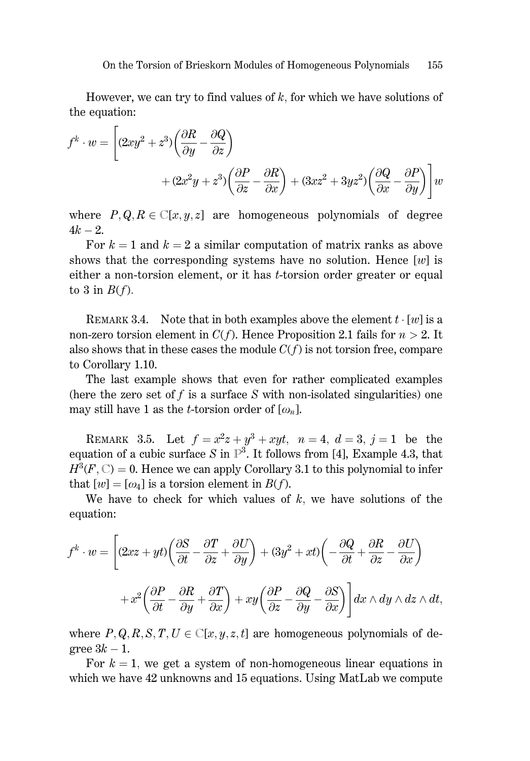However, we can try to find values of $k$, for which we have solutions of the equation:

$$f^k \cdot w = \left[(2xy^2 + z^3)\left(\frac{\partial R}{\partial y} - \frac{\partial Q}{\partial z}\right) + (2x^2y + z^3)\left(\frac{\partial P}{\partial z} - \frac{\partial R}{\partial x}\right) + (3xz^2 + 3yz^2)\left(\frac{\partial Q}{\partial x} - \frac{\partial P}{\partial y}\right)\right] w$$

where $P, Q, R \in \mathbb{C}[x, y, z]$ are homogeneous polynomials of degree $4k - 2$.

For $k = 1$ and $k = 2$ a similar computation of matrix ranks as above shows that the corresponding systems have no solution. Hence $[w]$ is either a non-torsion element, or it has $t$-torsion order greater or equal to 3 in $B(f)$.

Remark 3.4. Note that in both examples above the element $t \cdot [w]$ is a non-zero torsion element in $C(f)$. Hence Proposition 2.1 fails for $n > 2$. It also shows that in these cases the module $C(f)$ is not torsion free, compare to Corollary 1.10.

The last example shows that even for rather complicated examples (here the zero set of $f$ is a surface $S$ with non-isolated singularities) one may still have 1 as the $t$-torsion order of $[\omega_n]$.

Remark 3.5. Let $f = x^2z + y^3 + xyt$, $n = 4$, $d = 3$, $j = 1$ be the equation of a cubic surface $S$ in $\mathbb{P}^3$. It follows from [4], Example 4.3, that $H^3(F, \mathbb{C}) = 0$. Hence we can apply Corollary 3.1 to this polynomial to infer that $[w] = [\omega_4]$ is a torsion element in $B(f)$.

We have to check for which values of $k$, we have solutions of the equation:

$$f^k \cdot w = \left[(2xz + yt)\left(\frac{\partial S}{\partial t} - \frac{\partial T}{\partial z} + \frac{\partial U}{\partial y}\right) + (3y^2 + xt)\left(-\frac{\partial Q}{\partial t} + \frac{\partial R}{\partial z} - \frac{\partial U}{\partial x}\right) + x^2\left(\frac{\partial P}{\partial t} - \frac{\partial R}{\partial y} + \frac{\partial T}{\partial x}\right) + xy\left(\frac{\partial P}{\partial z} - \frac{\partial Q}{\partial y} - \frac{\partial S}{\partial x}\right)\right] dx \wedge dy \wedge dz \wedge dt,$$

where $P, Q, R, S, T, U \in \mathbb{C}[x, y, z, t]$ are homogeneous polynomials of degree $3k - 1$.

For $k = 1$, we get a system of non-homogeneous linear equations in which we have 42 unknowns and 15 equations. Using MatLab we compute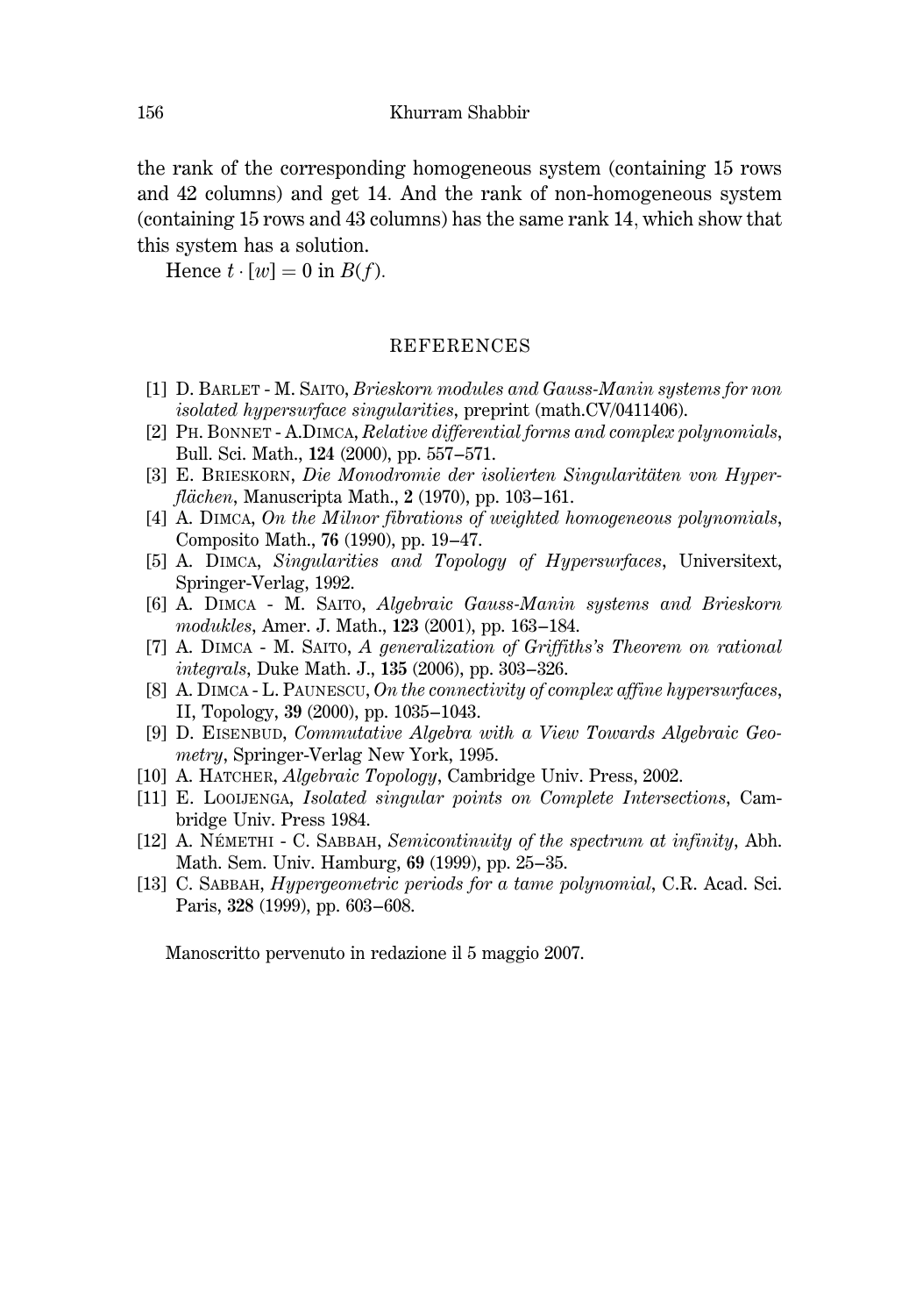the rank of the corresponding homogeneous system (containing 15 rows and 42 columns) and get 14. And the rank of non-homogeneous system (containing 15 rows and 43 columns) has the same rank 14, which show that this system has a solution.

Hence $t \cdot [w] = 0$ in $B(f)$.

## REFERENCES

[1] D. Barlet - M. Saito, *Brieskorn modules and Gauss-Manin systems for non isolated hypersurface singularities*, preprint (math.CV/0411406).

[2] Ph. Bonnet - A.Dimca, *Relative differential forms and complex polynomials*, Bull. Sci. Math., **124** (2000), pp. 557–571.

[3] E. Brieskorn, *Die Monodromie der isolierten Singularitäten von Hyperflächen*, Manuscripta Math., **2** (1970), pp. 103–161.

[4] A. Dimca, *On the Milnor fibrations of weighted homogeneous polynomials*, Composito Math., **76** (1990), pp. 19–47.

[5] A. Dimca, *Singularities and Topology of Hypersurfaces*, Universitext, Springer-Verlag, 1992.

[6] A. Dimca - M. Saito, *Algebraic Gauss-Manin systems and Brieskorn modukles*, Amer. J. Math., **123** (2001), pp. 163–184.

[7] A. Dimca - M. Saito, *A generalization of Griffiths's Theorem on rational integrals*, Duke Math. J., **135** (2006), pp. 303–326.

[8] A. Dimca - L. Paunescu, *On the connectivity of complex affine hypersurfaces*, II, Topology, **39** (2000), pp. 1035–1043.

[9] D. Eisenbud, *Commutative Algebra with a View Towards Algebraic Geometry*, Springer-Verlag New York, 1995.

[10] A. Hatcher, *Algebraic Topology*, Cambridge Univ. Press, 2002.

[11] E. Looijenga, *Isolated singular points on Complete Intersections*, Cambridge Univ. Press 1984.

[12] A. Némethi - C. Sabbah, *Semicontinuity of the spectrum at infinity*, Abh. Math. Sem. Univ. Hamburg, **69** (1999), pp. 25–35.

[13] C. Sabbah, *Hypergeometric periods for a tame polynomial*, C.R. Acad. Sci. Paris, **328** (1999), pp. 603–608.

Manoscritto pervenuto in redazione il 5 maggio 2007.